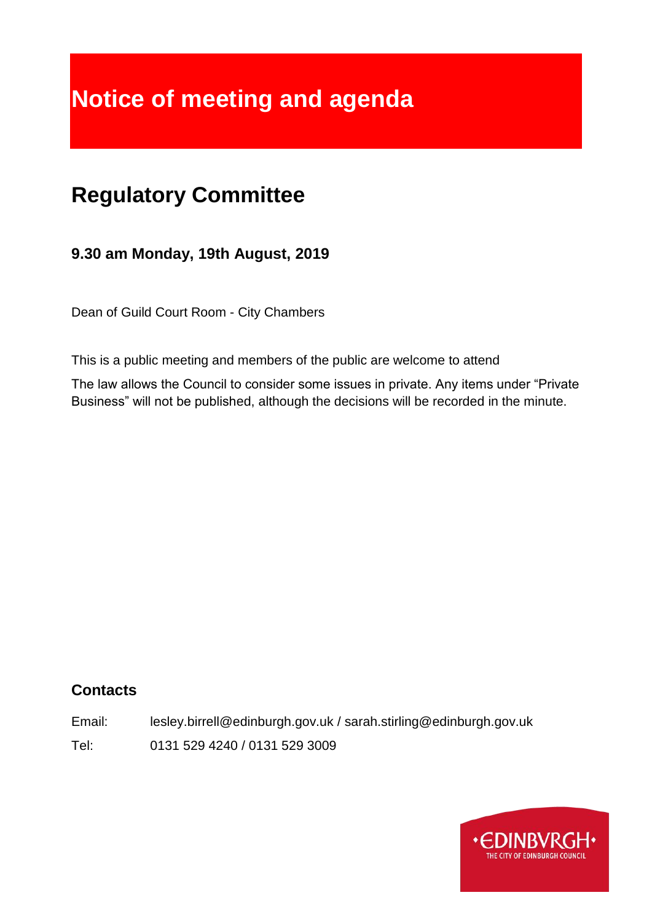# Notice of meeting and agenda

## Regulatory Committee

### 9.30 am Monday, 19th August, 2019

Dean of Guild Court Room - City Chambers

This is a public meeting and members of the public are welcome to attend

The law allows the Council to consider some issues in private. Any items under "Private Business" will not be published, although the decisions will be recorded in the minute.

### Contacts

Email: lesley.birrell@edinburgh.gov.uk / sarah.stirling@edinburgh.gov.uk

Tel: 0131 529 4240 / 0131 529 3009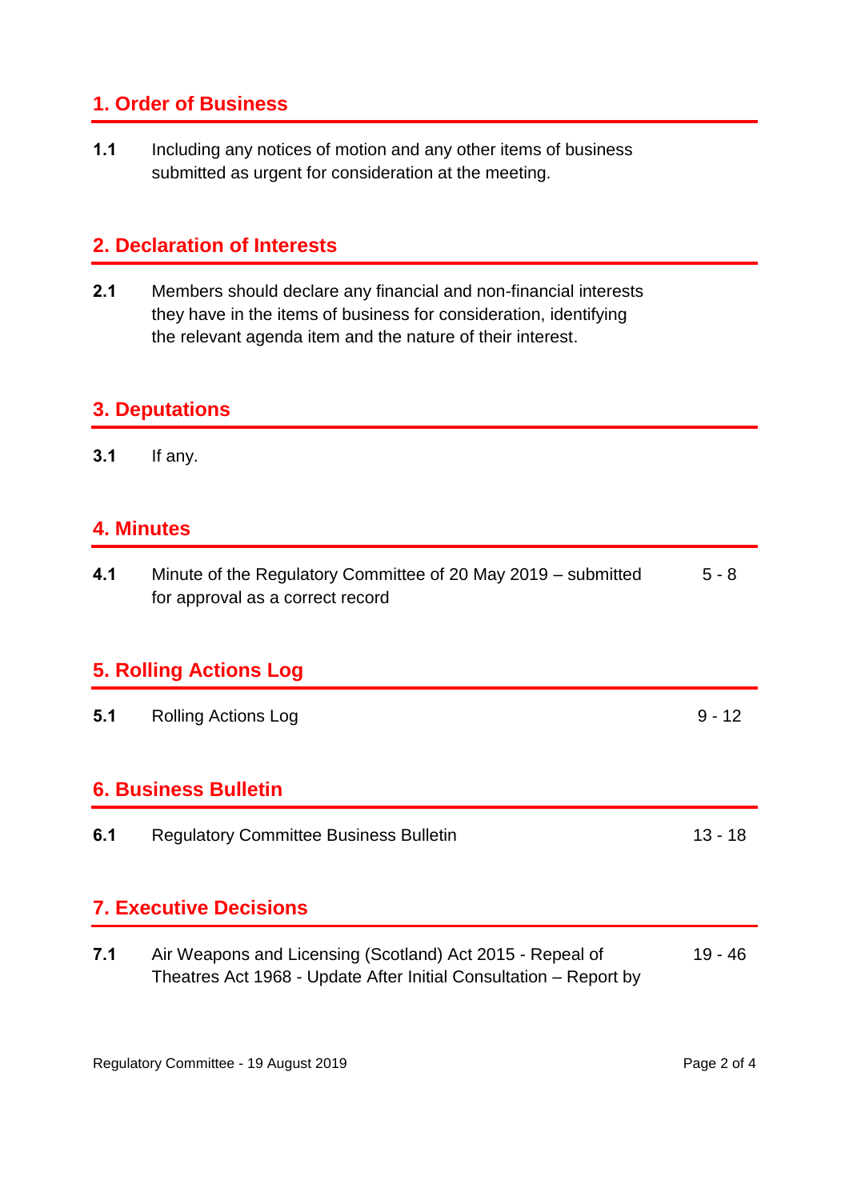## 1. Order of Business

| | | |
|---|---|---|
| **1.1** | Including any notices of motion and any other items of business submitted as urgent for consideration at the meeting. | |

## 2. Declaration of Interests

| | | |
|---|---|---|
| **2.1** | Members should declare any financial and non-financial interests they have in the items of business for consideration, identifying the relevant agenda item and the nature of their interest. | |

## 3. Deputations

| | | |
|---|---|---|
| **3.1** | If any. | |

## 4. Minutes

| | | |
|---|---|---|
| **4.1** | Minute of the Regulatory Committee of 20 May 2019 – submitted for approval as a correct record | 5 - 8 |

## 5. Rolling Actions Log

| | | |
|---|---|---|
| **5.1** | Rolling Actions Log | 9 - 12 |

## 6. Business Bulletin

| | | |
|---|---|---|
| **6.1** | Regulatory Committee Business Bulletin | 13 - 18 |

## 7. Executive Decisions

| | | |
|---|---|---|
| **7.1** | Air Weapons and Licensing (Scotland) Act 2015 - Repeal of Theatres Act 1968 - Update After Initial Consultation – Report by | 19 - 46 |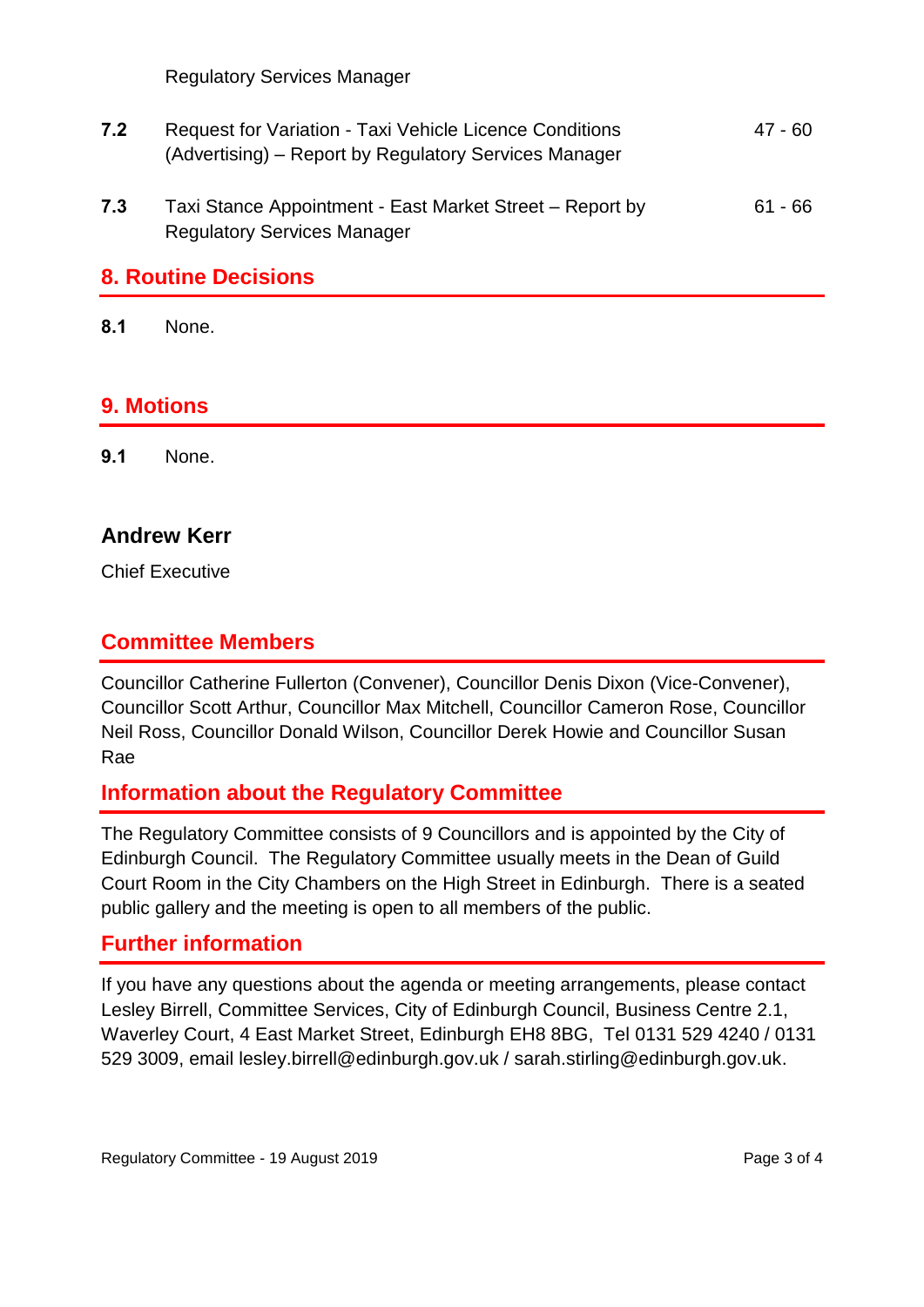Regulatory Services Manager

| | | |
|---|---|---|
| **7.2** | Request for Variation - Taxi Vehicle Licence Conditions (Advertising) – Report by Regulatory Services Manager | 47 - 60 |
| **7.3** | Taxi Stance Appointment - East Market Street – Report by Regulatory Services Manager | 61 - 66 |

## 8. Routine Decisions

**8.1** None.

## 9. Motions

**9.1** None.

**Andrew Kerr**

Chief Executive

## Committee Members

Councillor Catherine Fullerton (Convener), Councillor Denis Dixon (Vice-Convener), Councillor Scott Arthur, Councillor Max Mitchell, Councillor Cameron Rose, Councillor Neil Ross, Councillor Donald Wilson, Councillor Derek Howie and Councillor Susan Rae

## Information about the Regulatory Committee

The Regulatory Committee consists of 9 Councillors and is appointed by the City of Edinburgh Council. The Regulatory Committee usually meets in the Dean of Guild Court Room in the City Chambers on the High Street in Edinburgh. There is a seated public gallery and the meeting is open to all members of the public.

## Further information

If you have any questions about the agenda or meeting arrangements, please contact Lesley Birrell, Committee Services, City of Edinburgh Council, Business Centre 2.1, Waverley Court, 4 East Market Street, Edinburgh EH8 8BG, Tel 0131 529 4240 / 0131 529 3009, email lesley.birrell@edinburgh.gov.uk / sarah.stirling@edinburgh.gov.uk.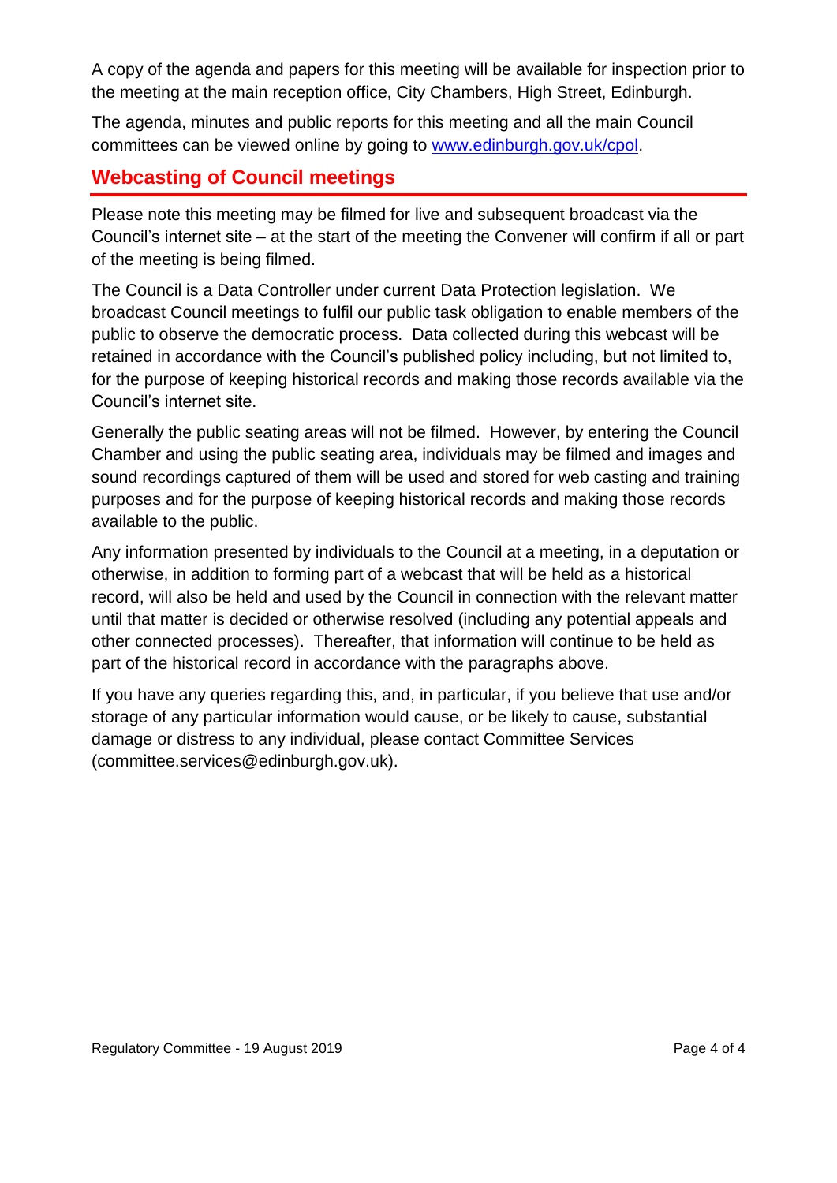A copy of the agenda and papers for this meeting will be available for inspection prior to the meeting at the main reception office, City Chambers, High Street, Edinburgh.

The agenda, minutes and public reports for this meeting and all the main Council committees can be viewed online by going to [www.edinburgh.gov.uk/cpol](www.edinburgh.gov.uk/cpol).

## Webcasting of Council meetings

Please note this meeting may be filmed for live and subsequent broadcast via the Council's internet site – at the start of the meeting the Convener will confirm if all or part of the meeting is being filmed.

The Council is a Data Controller under current Data Protection legislation. We broadcast Council meetings to fulfil our public task obligation to enable members of the public to observe the democratic process. Data collected during this webcast will be retained in accordance with the Council's published policy including, but not limited to, for the purpose of keeping historical records and making those records available via the Council's internet site.

Generally the public seating areas will not be filmed. However, by entering the Council Chamber and using the public seating area, individuals may be filmed and images and sound recordings captured of them will be used and stored for web casting and training purposes and for the purpose of keeping historical records and making those records available to the public.

Any information presented by individuals to the Council at a meeting, in a deputation or otherwise, in addition to forming part of a webcast that will be held as a historical record, will also be held and used by the Council in connection with the relevant matter until that matter is decided or otherwise resolved (including any potential appeals and other connected processes). Thereafter, that information will continue to be held as part of the historical record in accordance with the paragraphs above.

If you have any queries regarding this, and, in particular, if you believe that use and/or storage of any particular information would cause, or be likely to cause, substantial damage or distress to any individual, please contact Committee Services (committee.services@edinburgh.gov.uk).